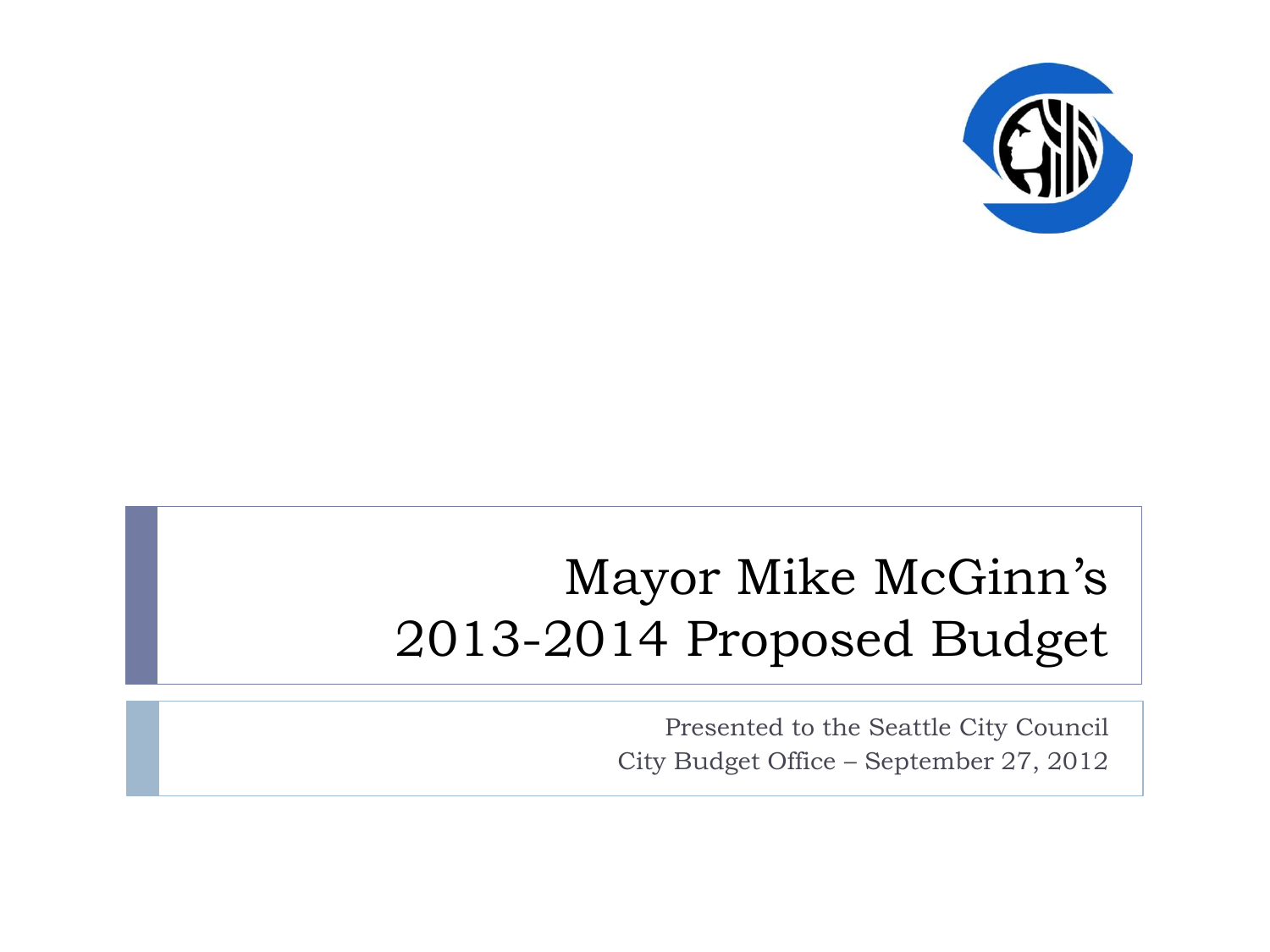# Mayor Mike McGinn's 2013-2014 Proposed Budget

Presented to the Seattle City Council
City Budget Office – September 27, 2012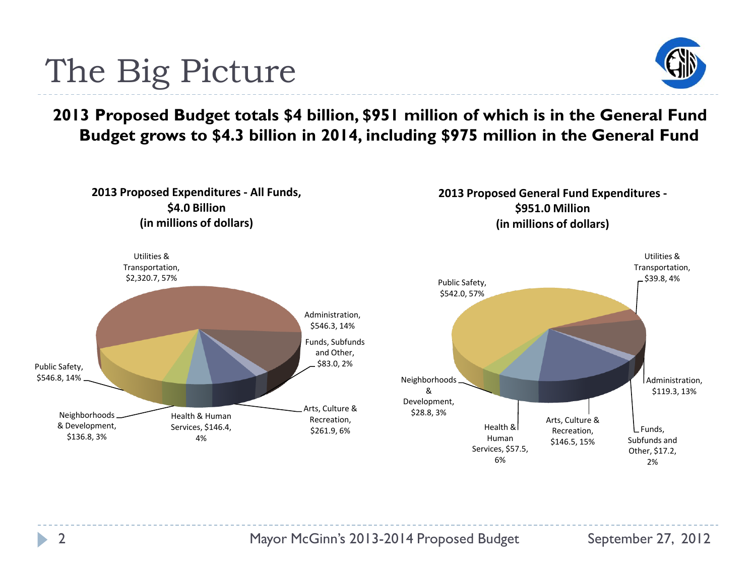# The Big Picture

**2013 Proposed Budget totals $4 billion, $951 million of which is in the General Fund**
**Budget grows to $4.3 billion in 2014, including $975 million in the General Fund**

**2013 Proposed Expenditures - All Funds, $4.0 Billion (in millions of dollars)**

- Utilities & Transportation, $2,320.7, 57%
- Administration, $546.3, 14%
- Funds, Subfunds and Other, $83.0, 2%
- Arts, Culture & Recreation, $261.9, 6%
- Health & Human Services, $146.4, 4%
- Neighborhoods & Development, $136.8, 3%
- Public Safety, $546.8, 14%

**2013 Proposed General Fund Expenditures - $951.0 Million (in millions of dollars)**

- Public Safety, $542.0, 57%
- Utilities & Transportation, $39.8, 4%
- Administration, $119.3, 13%
- Funds, Subfunds and Other, $17.2, 2%
- Arts, Culture & Recreation, $146.5, 15%
- Health & Human Services, $57.5, 6%
- Neighborhoods & Development, $28.8, 3%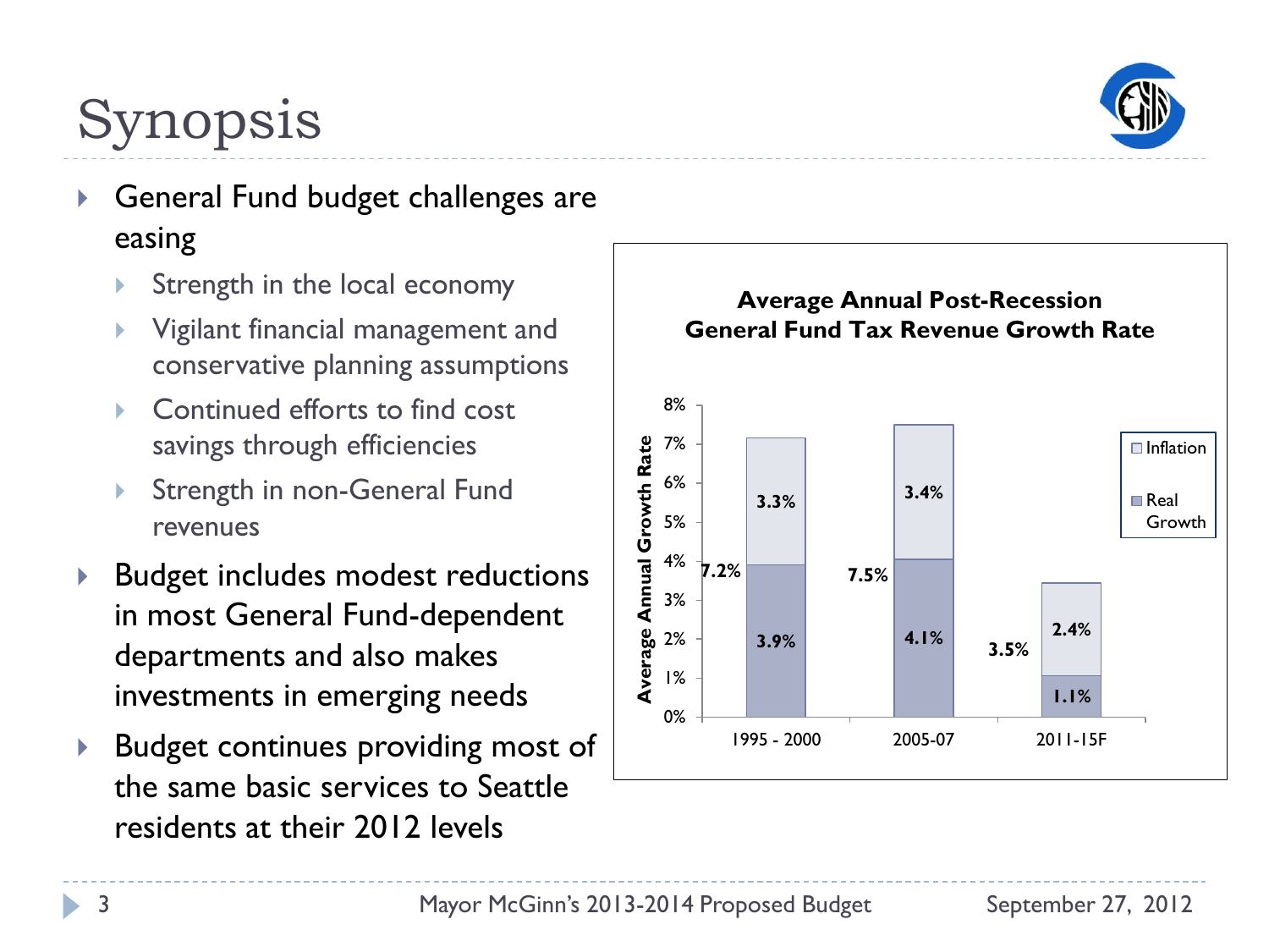# Synopsis

- General Fund budget challenges are easing
  - Strength in the local economy
  - Vigilant financial management and conservative planning assumptions
  - Continued efforts to find cost savings through efficiencies
  - Strength in non-General Fund revenues
- Budget includes modest reductions in most General Fund-dependent departments and also makes investments in emerging needs
- Budget continues providing most of the same basic services to Seattle residents at their 2012 levels

**Average Annual Post-Recession General Fund Tax Revenue Growth Rate**

| Period | Real Growth | Inflation | Total |
|---|---|---|---|
| 1995 - 2000 | 3.9% | 3.3% | 7.2% |
| 2005-07 | 4.1% | 3.4% | 7.5% |
| 2011-15F | 1.1% | 2.4% | 3.5% |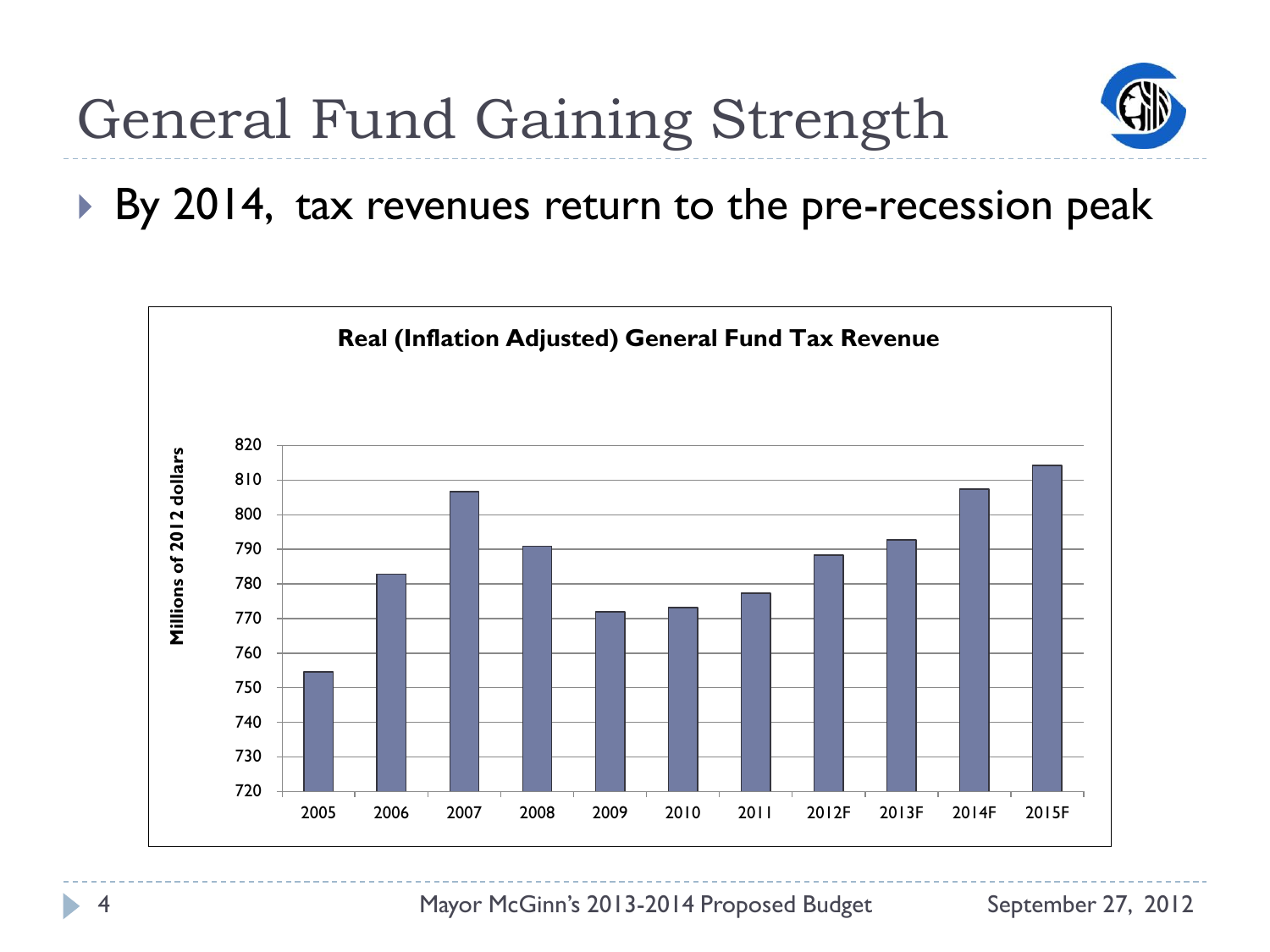# General Fund Gaining Strength

- By 2014, tax revenues return to the pre-recession peak

**Real (Inflation Adjusted) General Fund Tax Revenue**

Millions of 2012 dollars

| Year | Revenue (approx.) |
|---|---|
| 2005 | 755 |
| 2006 | 783 |
| 2007 | 807 |
| 2008 | 791 |
| 2009 | 772 |
| 2010 | 773 |
| 2011 | 777 |
| 2012F | 788 |
| 2013F | 793 |
| 2014F | 807 |
| 2015F | 814 |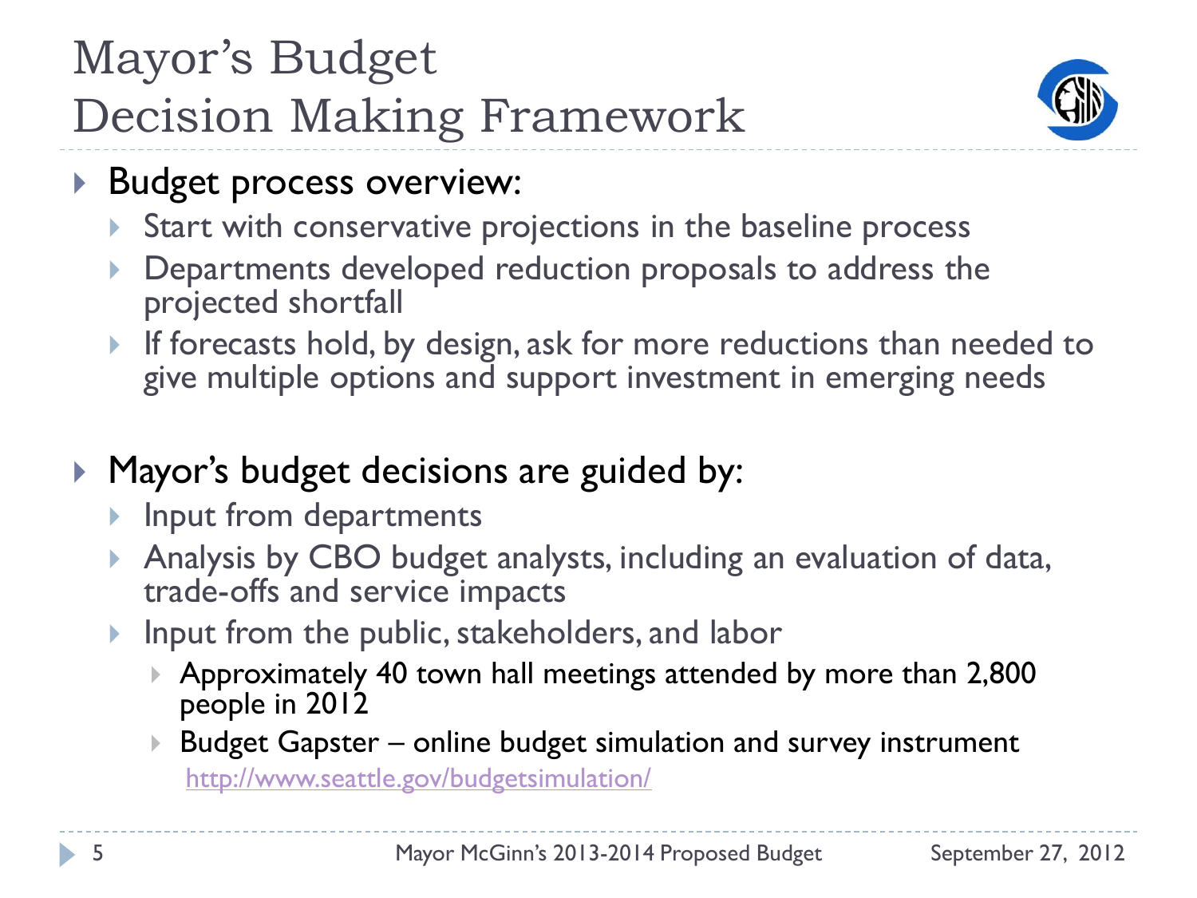# Mayor's Budget Decision Making Framework

- Budget process overview:
  - Start with conservative projections in the baseline process
  - Departments developed reduction proposals to address the projected shortfall
  - If forecasts hold, by design, ask for more reductions than needed to give multiple options and support investment in emerging needs

- Mayor's budget decisions are guided by:
  - Input from departments
  - Analysis by CBO budget analysts, including an evaluation of data, trade-offs and service impacts
  - Input from the public, stakeholders, and labor
    - Approximately 40 town hall meetings attended by more than 2,800 people in 2012
    - Budget Gapster – online budget simulation and survey instrument http://www.seattle.gov/budgetsimulation/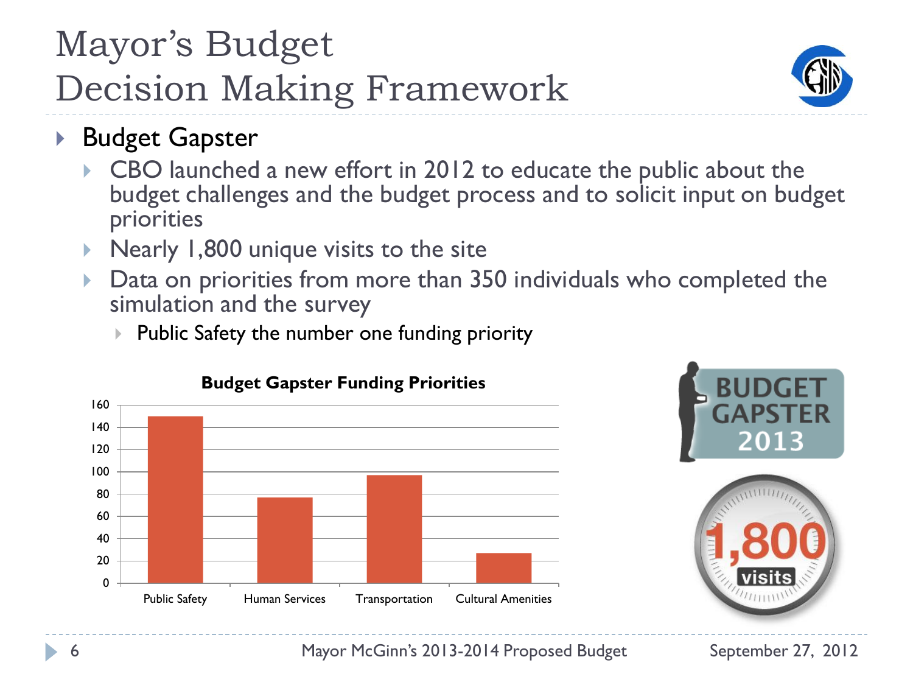# Mayor's Budget Decision Making Framework

- Budget Gapster
  - CBO launched a new effort in 2012 to educate the public about the budget challenges and the budget process and to solicit input on budget priorities
  - Nearly 1,800 unique visits to the site
  - Data on priorities from more than 350 individuals who completed the simulation and the survey
    - Public Safety the number one funding priority

**Budget Gapster Funding Priorities**

| Category | Value (approx.) |
| --- | --- |
| Public Safety | 150 |
| Human Services | 77 |
| Transportation | 97 |
| Cultural Amenities | 27 |

BUDGET GAPSTER 2013

1,800 visits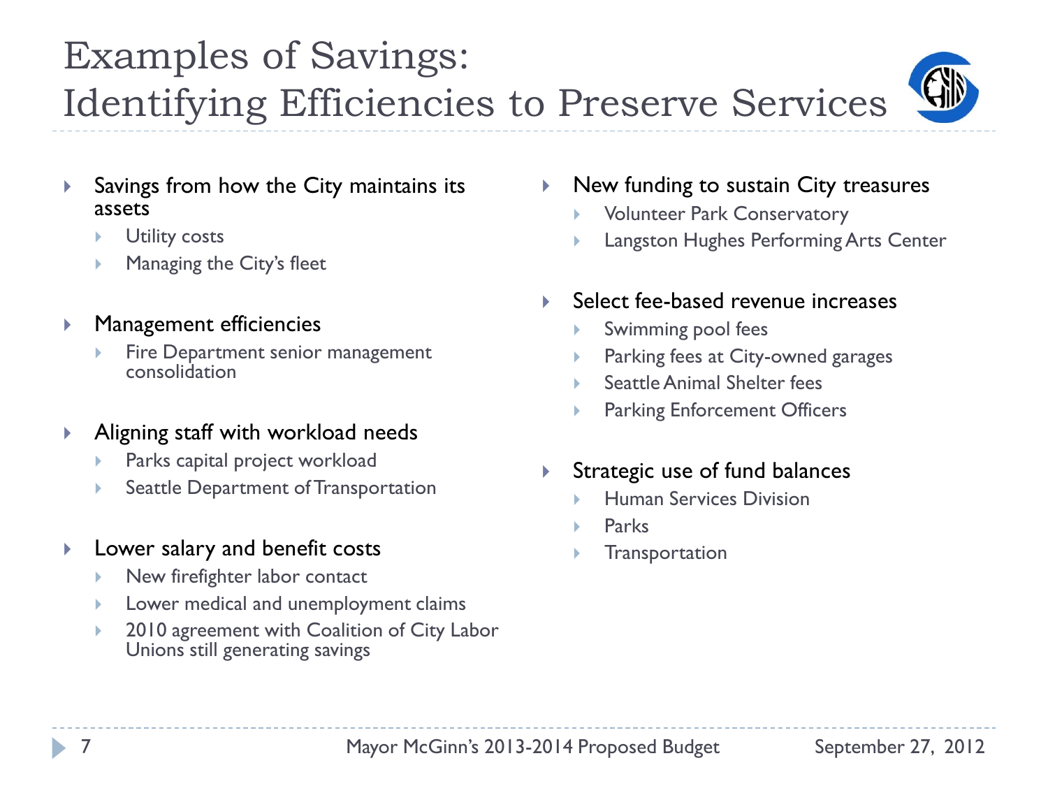# Examples of Savings: Identifying Efficiencies to Preserve Services

- Savings from how the City maintains its assets
  - Utility costs
  - Managing the City's fleet
- Management efficiencies
  - Fire Department senior management consolidation
- Aligning staff with workload needs
  - Parks capital project workload
  - Seattle Department of Transportation
- Lower salary and benefit costs
  - New firefighter labor contact
  - Lower medical and unemployment claims
  - 2010 agreement with Coalition of City Labor Unions still generating savings
- New funding to sustain City treasures
  - Volunteer Park Conservatory
  - Langston Hughes Performing Arts Center
- Select fee-based revenue increases
  - Swimming pool fees
  - Parking fees at City-owned garages
  - Seattle Animal Shelter fees
  - Parking Enforcement Officers
- Strategic use of fund balances
  - Human Services Division
  - Parks
  - Transportation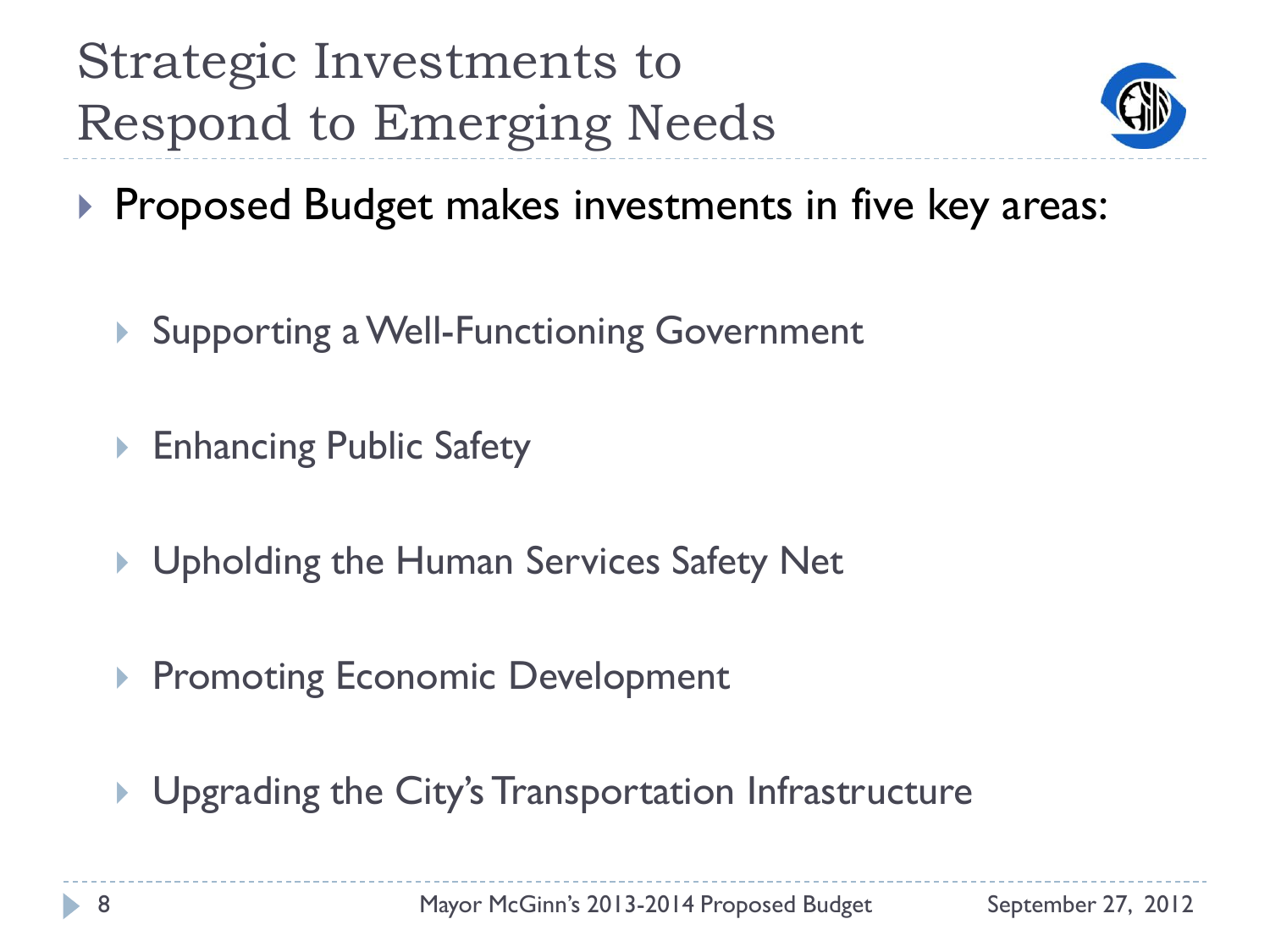# Strategic Investments to Respond to Emerging Needs

- Proposed Budget makes investments in five key areas:
  - Supporting a Well-Functioning Government
  - Enhancing Public Safety
  - Upholding the Human Services Safety Net
  - Promoting Economic Development
  - Upgrading the City's Transportation Infrastructure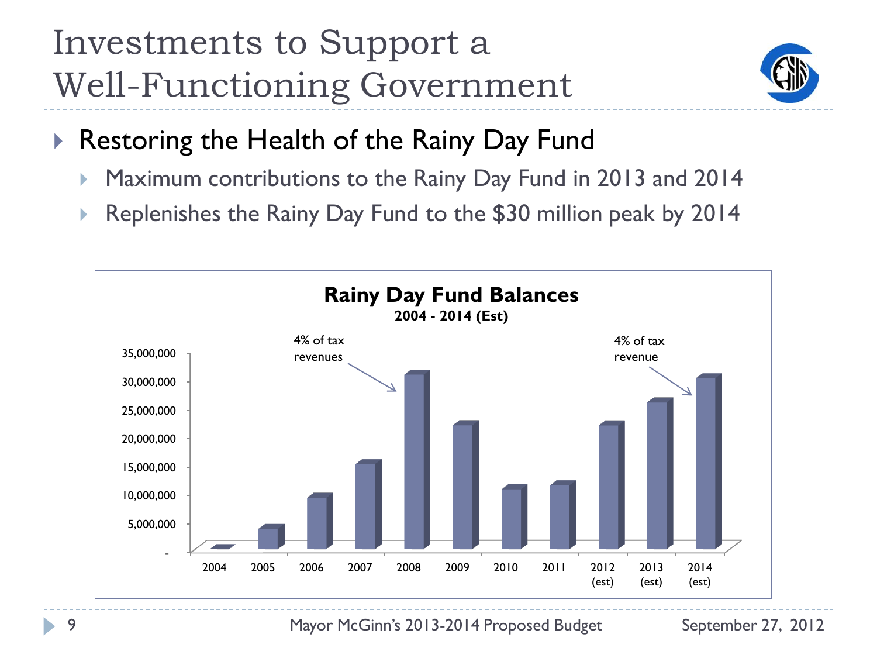# Investments to Support a Well-Functioning Government

- Restoring the Health of the Rainy Day Fund
  - Maximum contributions to the Rainy Day Fund in 2013 and 2014
  - Replenishes the Rainy Day Fund to the $30 million peak by 2014

**Rainy Day Fund Balances**
**2004 - 2014 (Est)**

| Year | Balance (approx.) |
|---|---|
| 2004 | - |
| 2005 | ~3,600,000 |
| 2006 | ~9,200,000 |
| 2007 | ~15,100,000 |
| 2008 | ~30,700,000 (4% of tax revenues) |
| 2009 | ~21,800,000 |
| 2010 | ~10,500,000 |
| 2011 | ~11,300,000 |
| 2012 (est) | ~21,800,000 |
| 2013 (est) | ~25,900,000 |
| 2014 (est) | ~30,100,000 (4% of tax revenue) |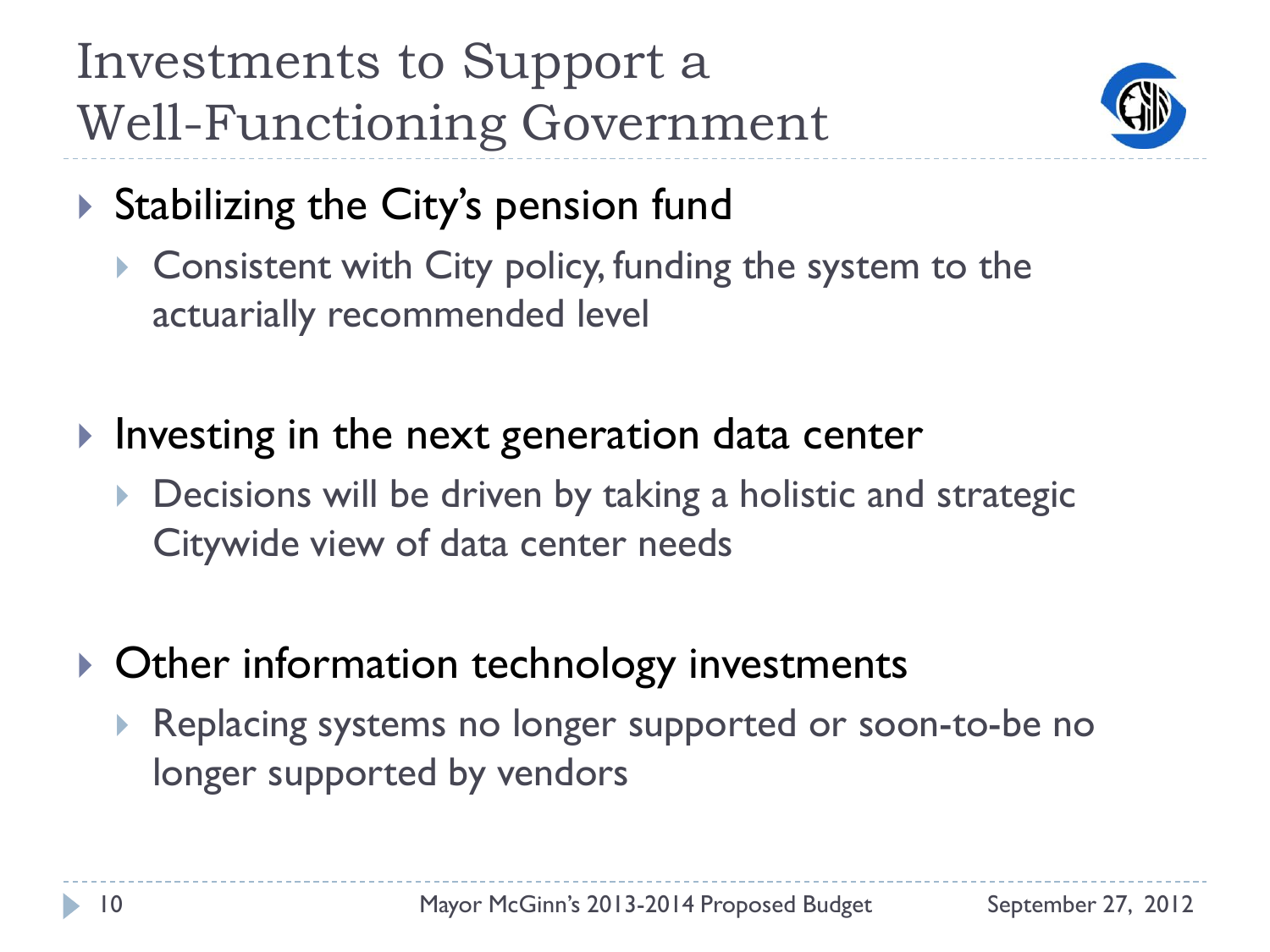# Investments to Support a Well-Functioning Government

- Stabilizing the City's pension fund
  - Consistent with City policy, funding the system to the actuarially recommended level
- Investing in the next generation data center
  - Decisions will be driven by taking a holistic and strategic Citywide view of data center needs
- Other information technology investments
  - Replacing systems no longer supported or soon-to-be no longer supported by vendors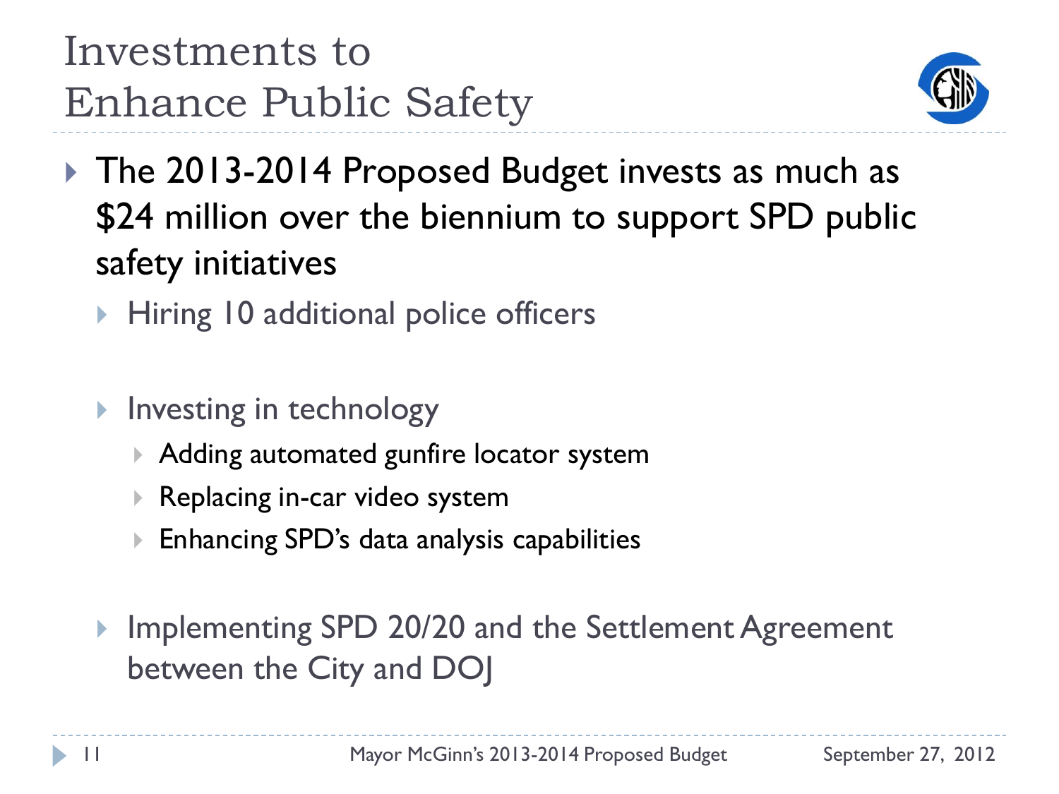# Investments to Enhance Public Safety

- The 2013-2014 Proposed Budget invests as much as $24 million over the biennium to support SPD public safety initiatives
  - Hiring 10 additional police officers
  - Investing in technology
    - Adding automated gunfire locator system
    - Replacing in-car video system
    - Enhancing SPD's data analysis capabilities
  - Implementing SPD 20/20 and the Settlement Agreement between the City and DOJ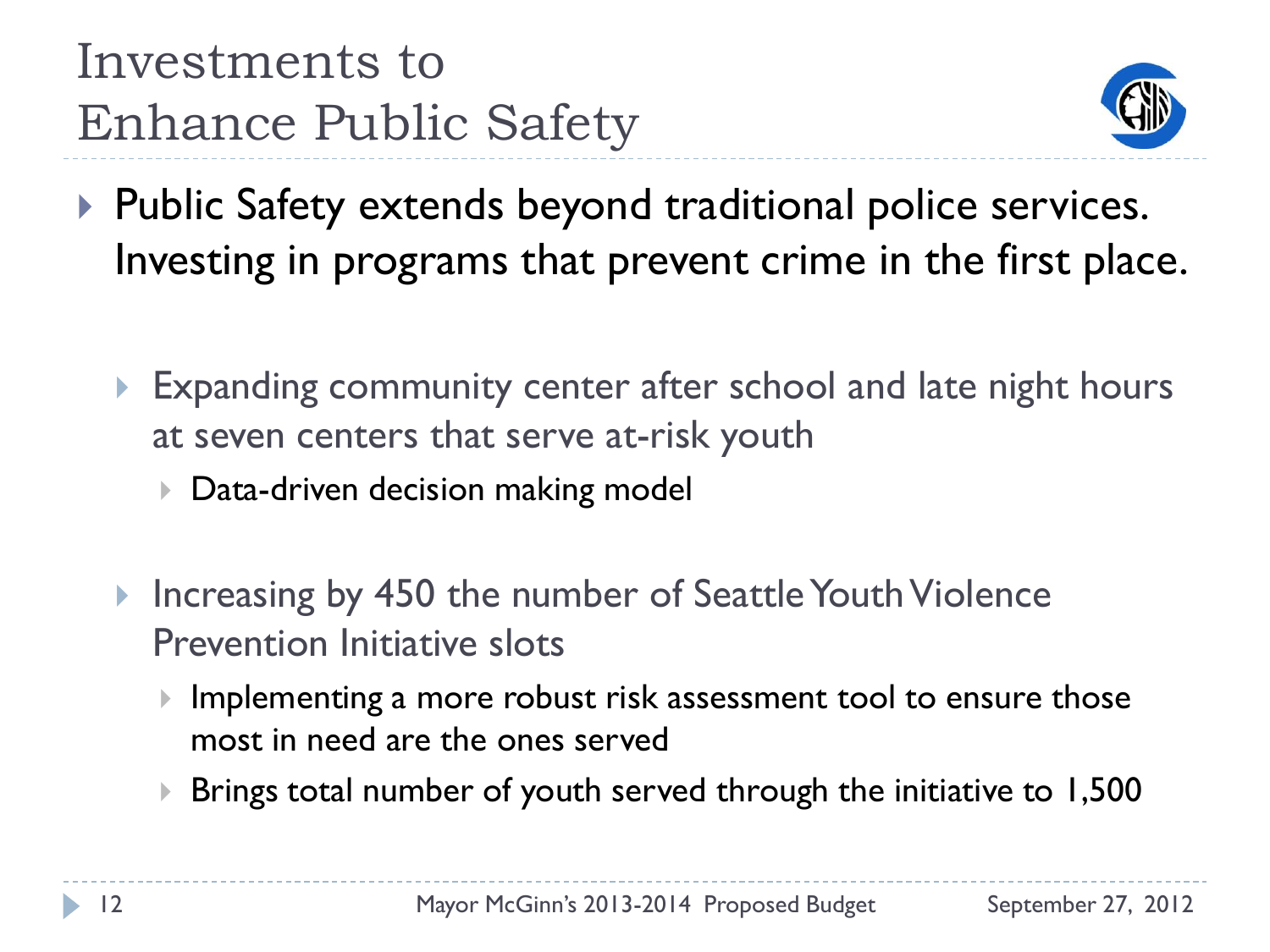# Investments to Enhance Public Safety

- Public Safety extends beyond traditional police services. Investing in programs that prevent crime in the first place.
  - Expanding community center after school and late night hours at seven centers that serve at-risk youth
    - Data-driven decision making model
  - Increasing by 450 the number of Seattle Youth Violence Prevention Initiative slots
    - Implementing a more robust risk assessment tool to ensure those most in need are the ones served
    - Brings total number of youth served through the initiative to 1,500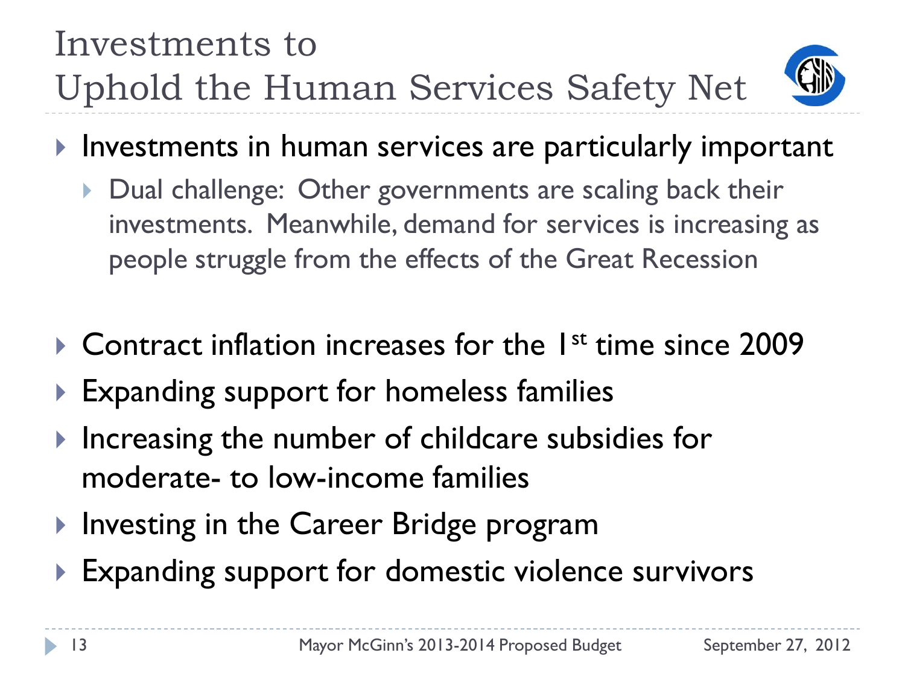# Investments to Uphold the Human Services Safety Net

- Investments in human services are particularly important
  - Dual challenge: Other governments are scaling back their investments. Meanwhile, demand for services is increasing as people struggle from the effects of the Great Recession
- Contract inflation increases for the 1st time since 2009
- Expanding support for homeless families
- Increasing the number of childcare subsidies for moderate- to low-income families
- Investing in the Career Bridge program
- Expanding support for domestic violence survivors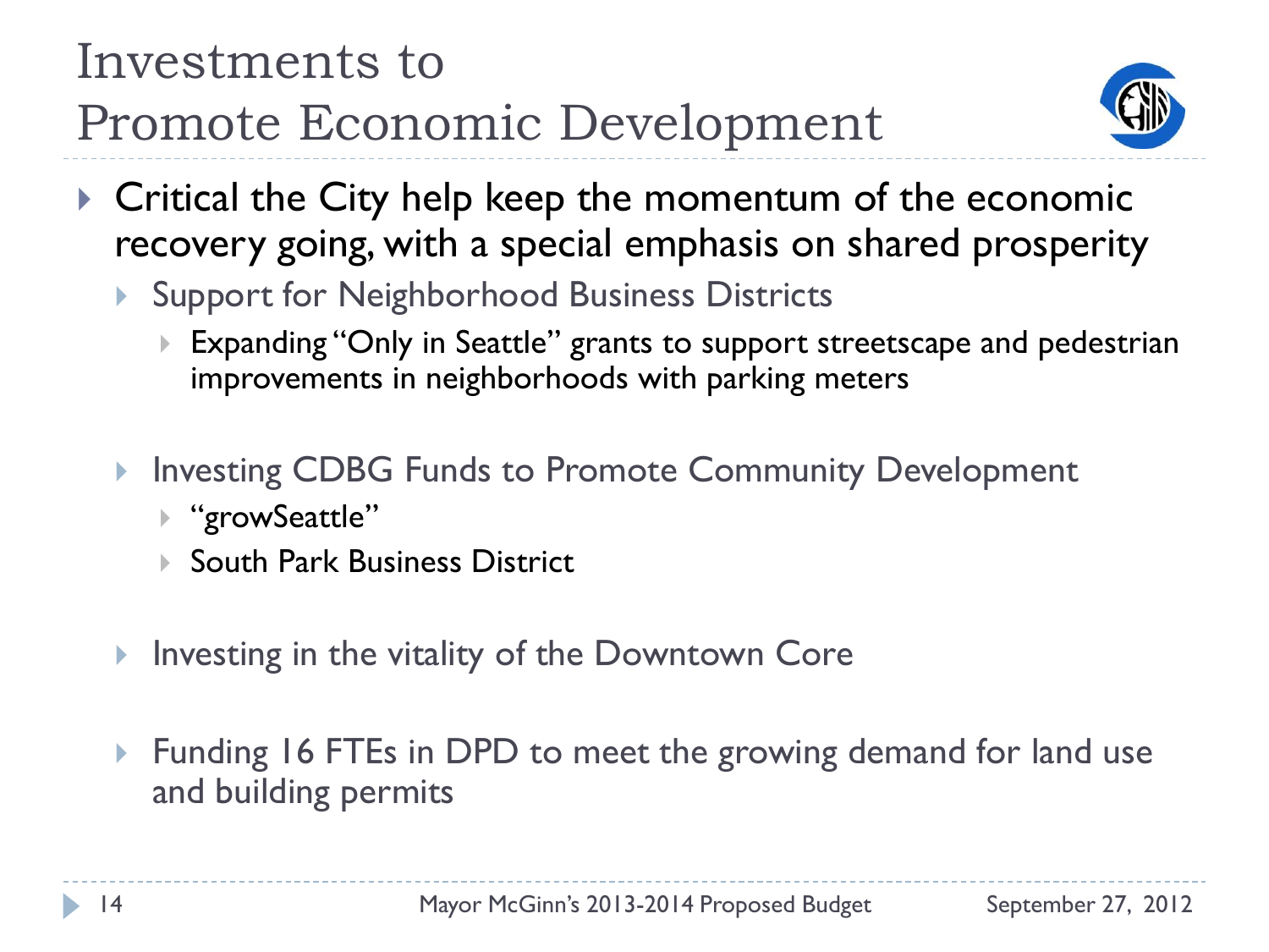# Investments to Promote Economic Development

- Critical the City help keep the momentum of the economic recovery going, with a special emphasis on shared prosperity
  - Support for Neighborhood Business Districts
    - Expanding "Only in Seattle" grants to support streetscape and pedestrian improvements in neighborhoods with parking meters
  - Investing CDBG Funds to Promote Community Development
    - "growSeattle"
    - South Park Business District
  - Investing in the vitality of the Downtown Core
  - Funding 16 FTEs in DPD to meet the growing demand for land use and building permits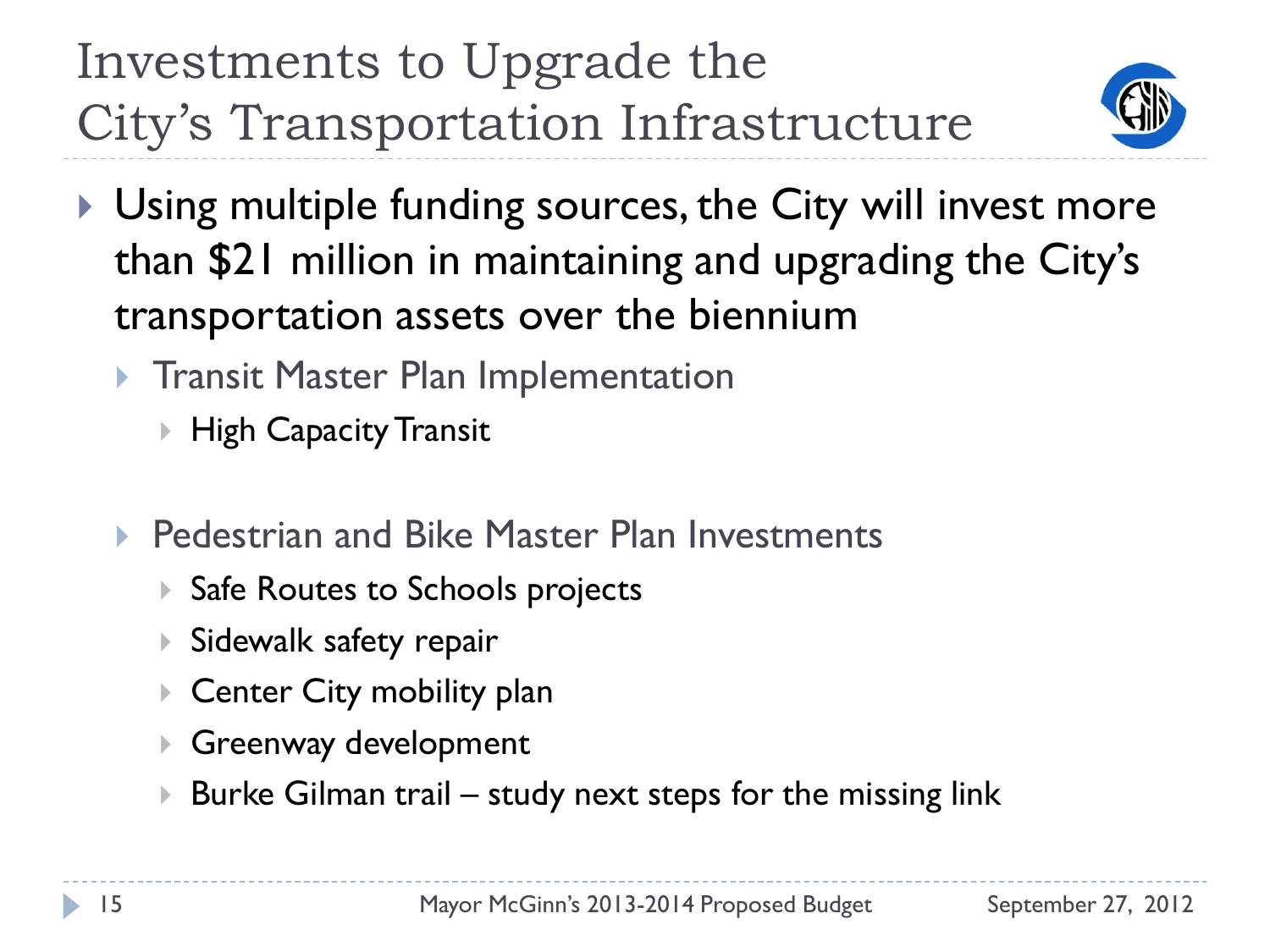# Investments to Upgrade the City's Transportation Infrastructure

- Using multiple funding sources, the City will invest more than $21 million in maintaining and upgrading the City's transportation assets over the biennium
  - Transit Master Plan Implementation
    - High Capacity Transit
  - Pedestrian and Bike Master Plan Investments
    - Safe Routes to Schools projects
    - Sidewalk safety repair
    - Center City mobility plan
    - Greenway development
    - Burke Gilman trail – study next steps for the missing link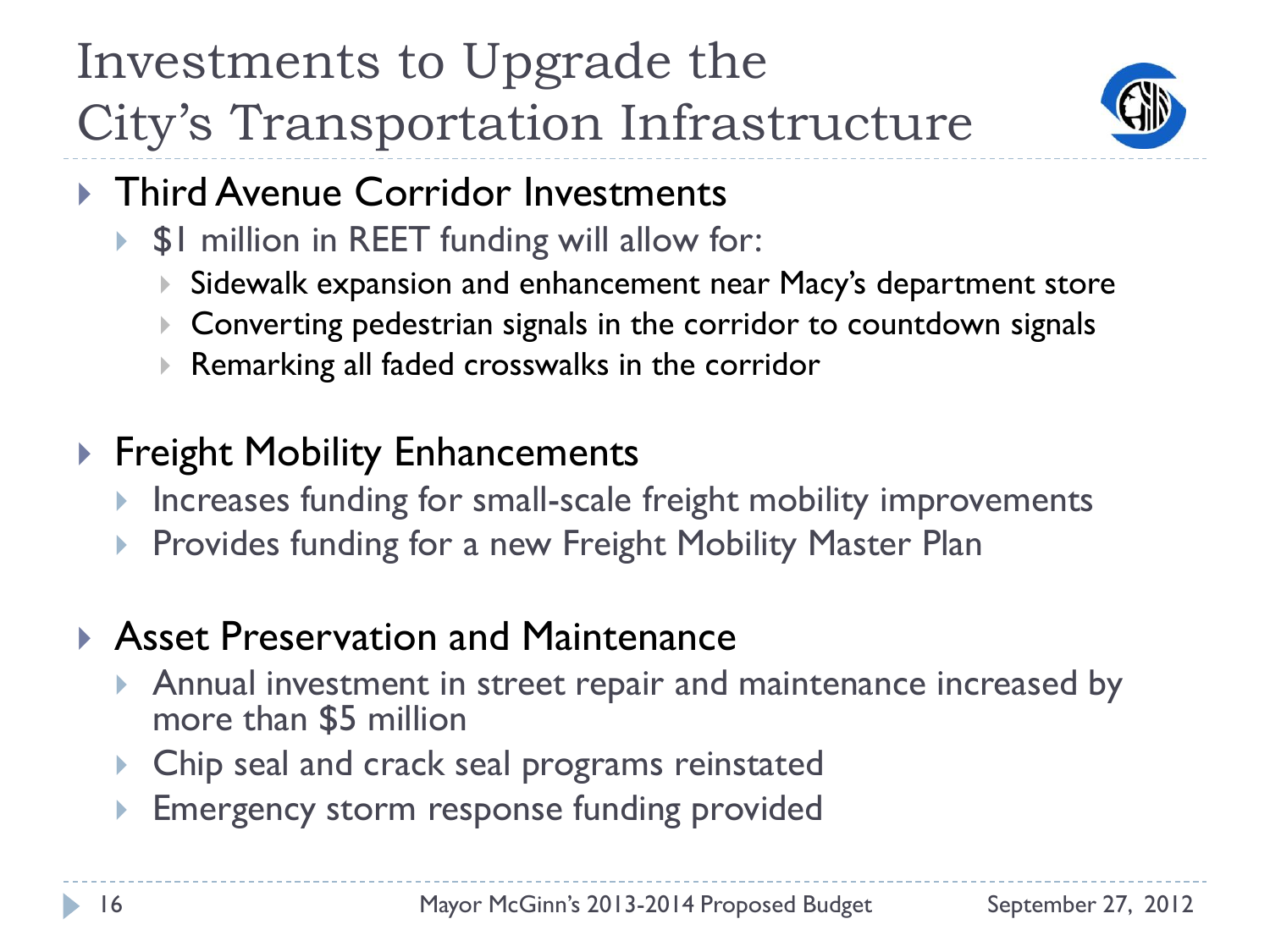# Investments to Upgrade the City's Transportation Infrastructure

- Third Avenue Corridor Investments
  - $1 million in REET funding will allow for:
    - Sidewalk expansion and enhancement near Macy's department store
    - Converting pedestrian signals in the corridor to countdown signals
    - Remarking all faded crosswalks in the corridor

- Freight Mobility Enhancements
  - Increases funding for small-scale freight mobility improvements
  - Provides funding for a new Freight Mobility Master Plan

- Asset Preservation and Maintenance
  - Annual investment in street repair and maintenance increased by more than $5 million
  - Chip seal and crack seal programs reinstated
  - Emergency storm response funding provided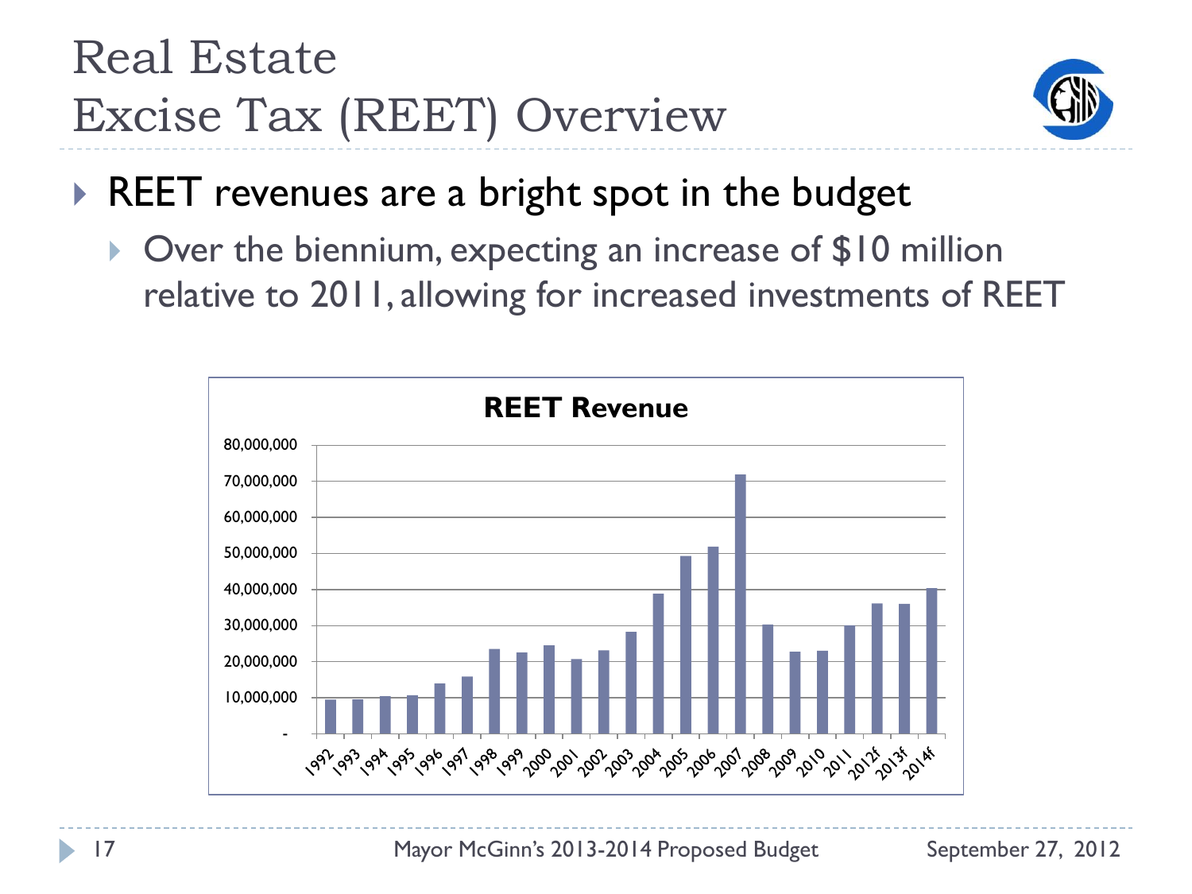# Real Estate Excise Tax (REET) Overview

- REET revenues are a bright spot in the budget
  - Over the biennium, expecting an increase of $10 million relative to 2011, allowing for increased investments of REET

**REET Revenue**

| Year | REET Revenue (approx.) |
|---|---|
| 1992 | 9,500,000 |
| 1993 | 9,500,000 |
| 1994 | 10,500,000 |
| 1995 | 10,700,000 |
| 1996 | 14,000,000 |
| 1997 | 15,800,000 |
| 1998 | 23,500,000 |
| 1999 | 22,500,000 |
| 2000 | 24,500,000 |
| 2001 | 20,700,000 |
| 2002 | 23,200,000 |
| 2003 | 28,300,000 |
| 2004 | 38,800,000 |
| 2005 | 49,200,000 |
| 2006 | 51,800,000 |
| 2007 | 71,800,000 |
| 2008 | 30,300,000 |
| 2009 | 22,700,000 |
| 2010 | 23,000,000 |
| 2011 | 30,000,000 |
| 2012f | 36,200,000 |
| 2013f | 36,000,000 |
| 2014f | 40,300,000 |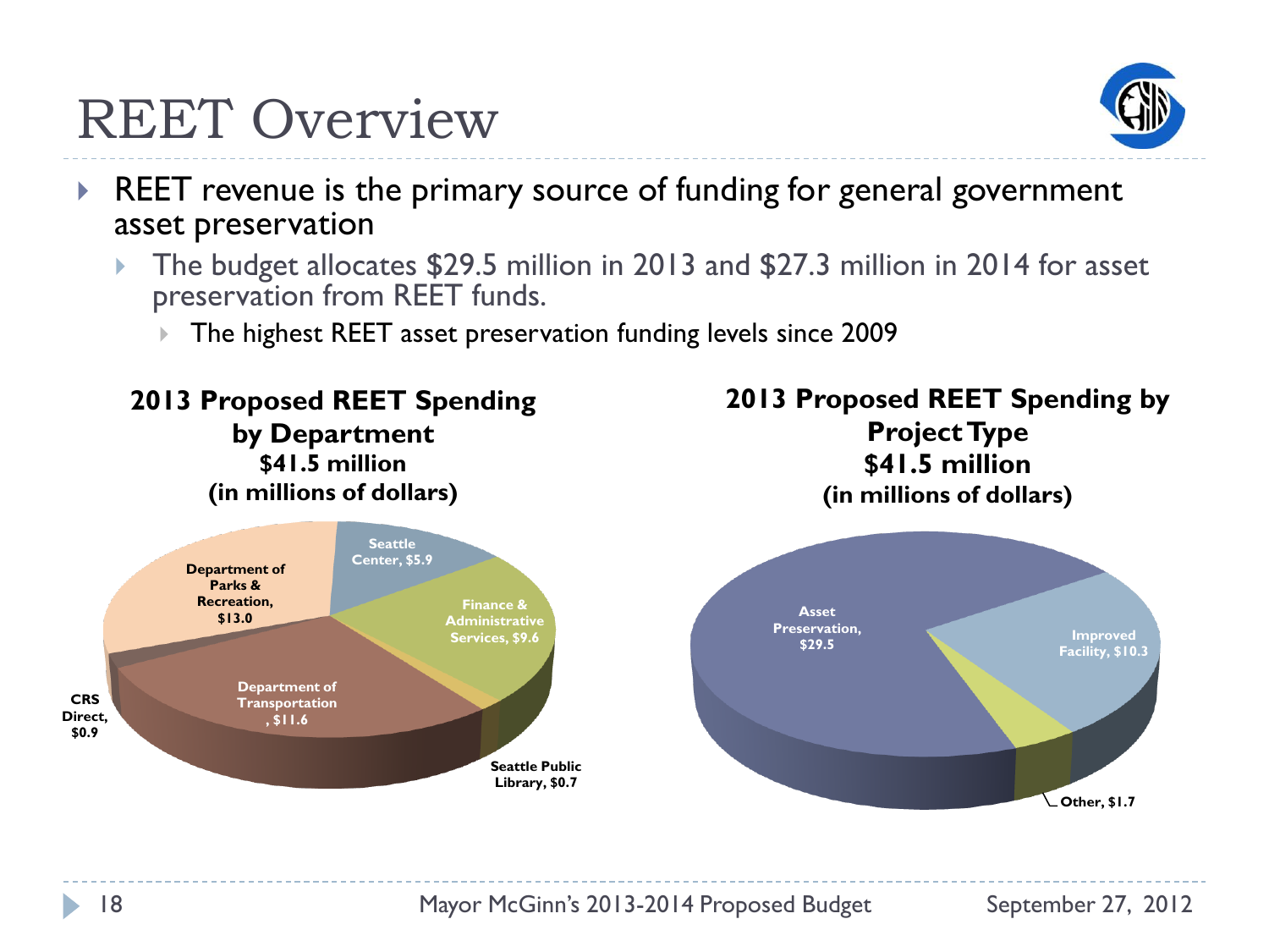# REET Overview

- REET revenue is the primary source of funding for general government asset preservation
  - The budget allocates $29.5 million in 2013 and $27.3 million in 2014 for asset preservation from REET funds.
    - The highest REET asset preservation funding levels since 2009

**2013 Proposed REET Spending by Department**
**$41.5 million**
**(in millions of dollars)**

| Department | Amount |
| --- | --- |
| Department of Parks & Recreation | $13.0 |
| Seattle Center | $5.9 |
| Finance & Administrative Services | $9.6 |
| Seattle Public Library | $0.7 |
| Department of Transportation | $11.6 |
| CRS Direct | $0.9 |

**2013 Proposed REET Spending by Project Type**
**$41.5 million**
**(in millions of dollars)**

| Project Type | Amount |
| --- | --- |
| Asset Preservation | $29.5 |
| Improved Facility | $10.3 |
| Other | $1.7 |

Mayor McGinn's 2013-2014 Proposed Budget — September 27, 2012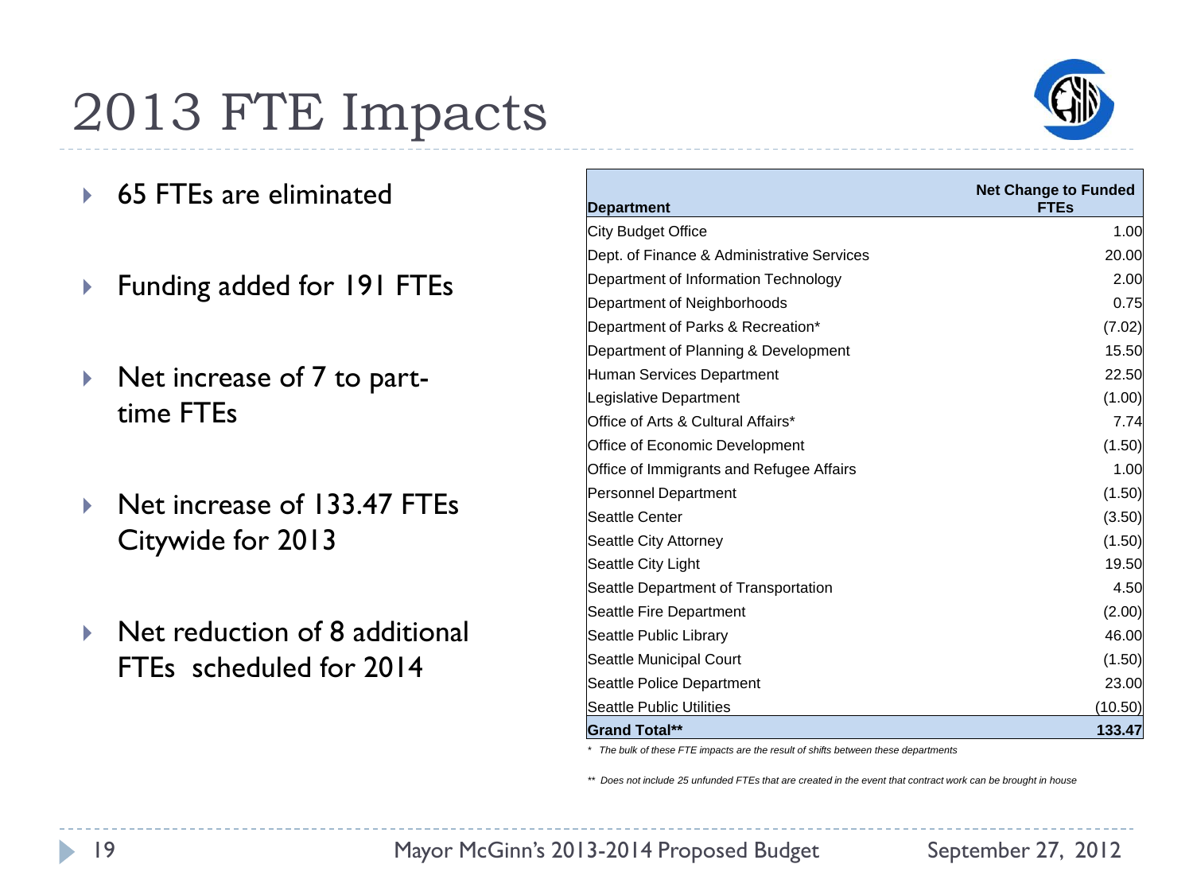# 2013 FTE Impacts

- 65 FTEs are eliminated
- Funding added for 191 FTEs
- Net increase of 7 to part-time FTEs
- Net increase of 133.47 FTEs Citywide for 2013
- Net reduction of 8 additional FTEs scheduled for 2014

| Department | Net Change to Funded FTEs |
|---|---|
| City Budget Office | 1.00 |
| Dept. of Finance & Administrative Services | 20.00 |
| Department of Information Technology | 2.00 |
| Department of Neighborhoods | 0.75 |
| Department of Parks & Recreation* | (7.02) |
| Department of Planning & Development | 15.50 |
| Human Services Department | 22.50 |
| Legislative Department | (1.00) |
| Office of Arts & Cultural Affairs* | 7.74 |
| Office of Economic Development | (1.50) |
| Office of Immigrants and Refugee Affairs | 1.00 |
| Personnel Department | (1.50) |
| Seattle Center | (3.50) |
| Seattle City Attorney | (1.50) |
| Seattle City Light | 19.50 |
| Seattle Department of Transportation | 4.50 |
| Seattle Fire Department | (2.00) |
| Seattle Public Library | 46.00 |
| Seattle Municipal Court | (1.50) |
| Seattle Police Department | 23.00 |
| Seattle Public Utilities | (10.50) |
| **Grand Total**** | **133.47** |

*\* The bulk of these FTE impacts are the result of shifts between these departments*

*\*\* Does not include 25 unfunded FTEs that are created in the event that contract work can be brought in house*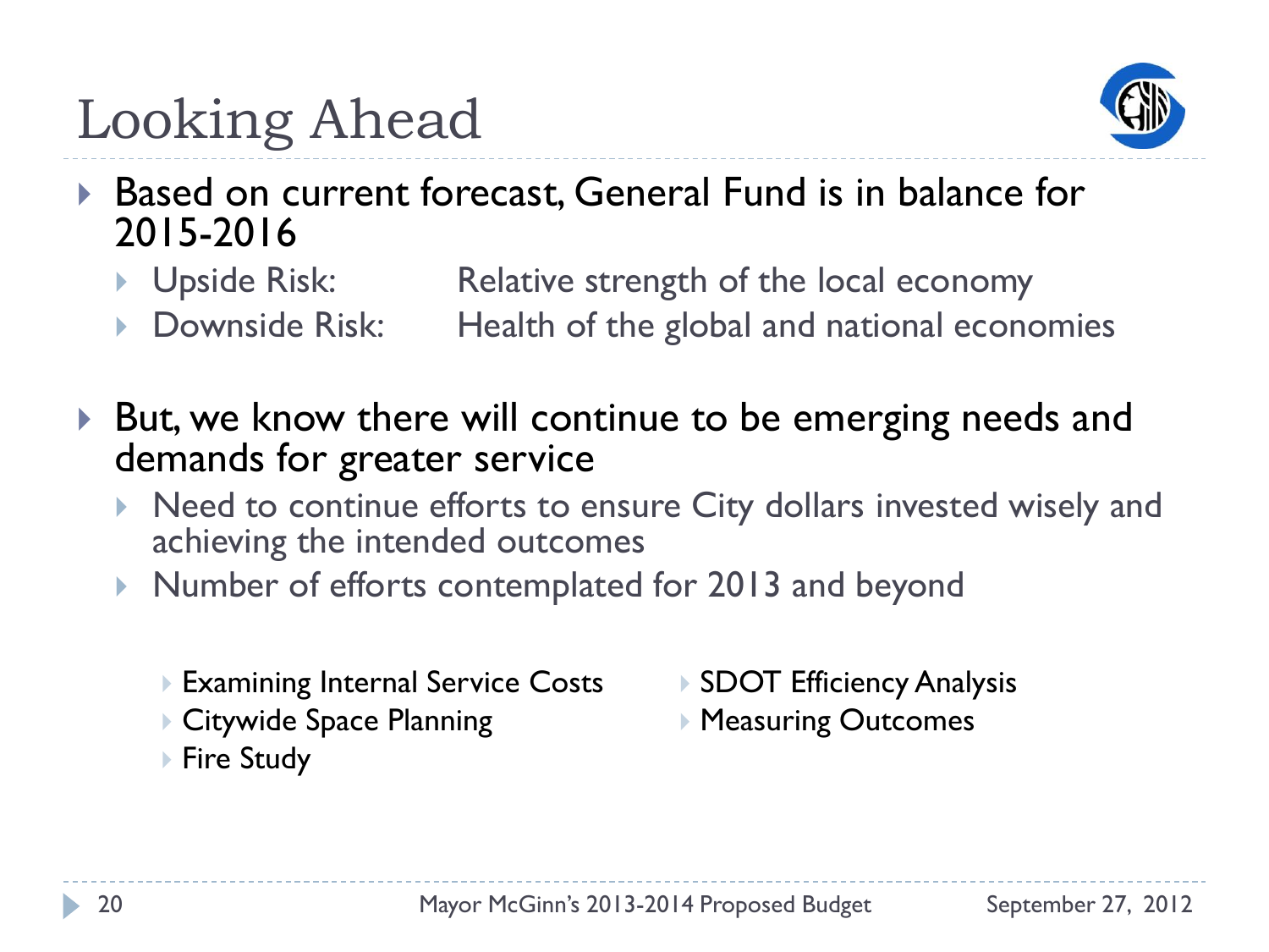# Looking Ahead

- Based on current forecast, General Fund is in balance for 2015-2016
  - Upside Risk: Relative strength of the local economy
  - Downside Risk: Health of the global and national economies

- But, we know there will continue to be emerging needs and demands for greater service
  - Need to continue efforts to ensure City dollars invested wisely and achieving the intended outcomes
  - Number of efforts contemplated for 2013 and beyond
    - Examining Internal Service Costs
    - Citywide Space Planning
    - Fire Study
    - SDOT Efficiency Analysis
    - Measuring Outcomes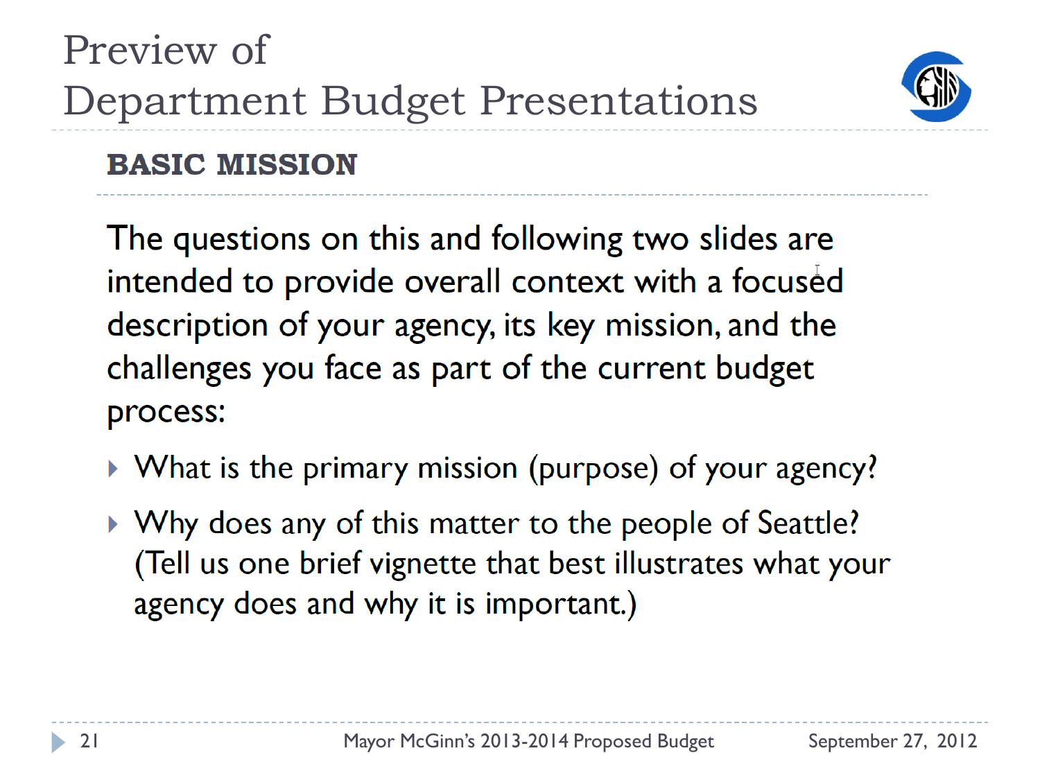# Preview of Department Budget Presentations

## BASIC MISSION

The questions on this and following two slides are intended to provide overall context with a focused description of your agency, its key mission, and the challenges you face as part of the current budget process:

- What is the primary mission (purpose) of your agency?
- Why does any of this matter to the people of Seattle? (Tell us one brief vignette that best illustrates what your agency does and why it is important.)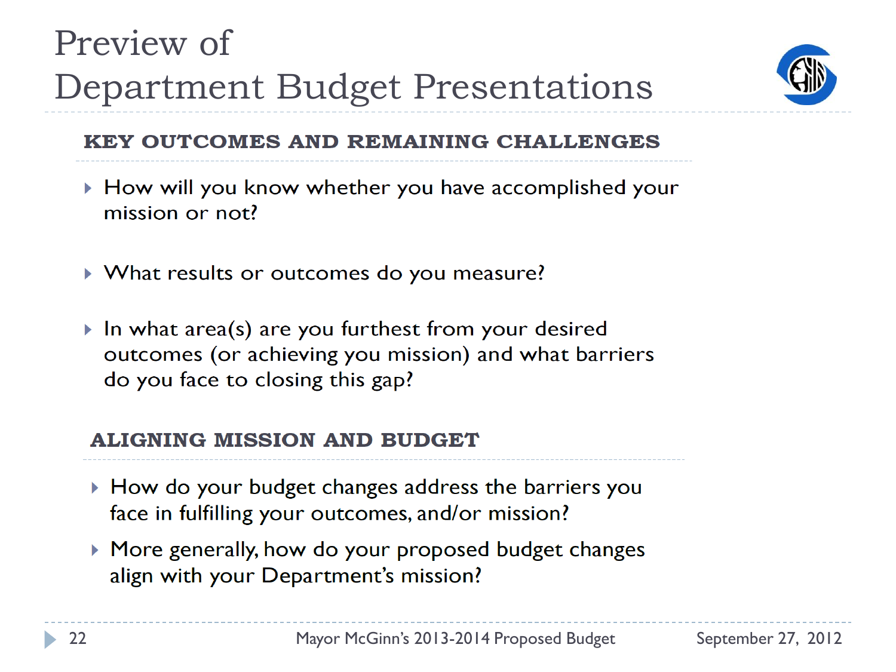# Preview of Department Budget Presentations

## KEY OUTCOMES AND REMAINING CHALLENGES

- How will you know whether you have accomplished your mission or not?
- What results or outcomes do you measure?
- In what area(s) are you furthest from your desired outcomes (or achieving you mission) and what barriers do you face to closing this gap?

## ALIGNING MISSION AND BUDGET

- How do your budget changes address the barriers you face in fulfilling your outcomes, and/or mission?
- More generally, how do your proposed budget changes align with your Department's mission?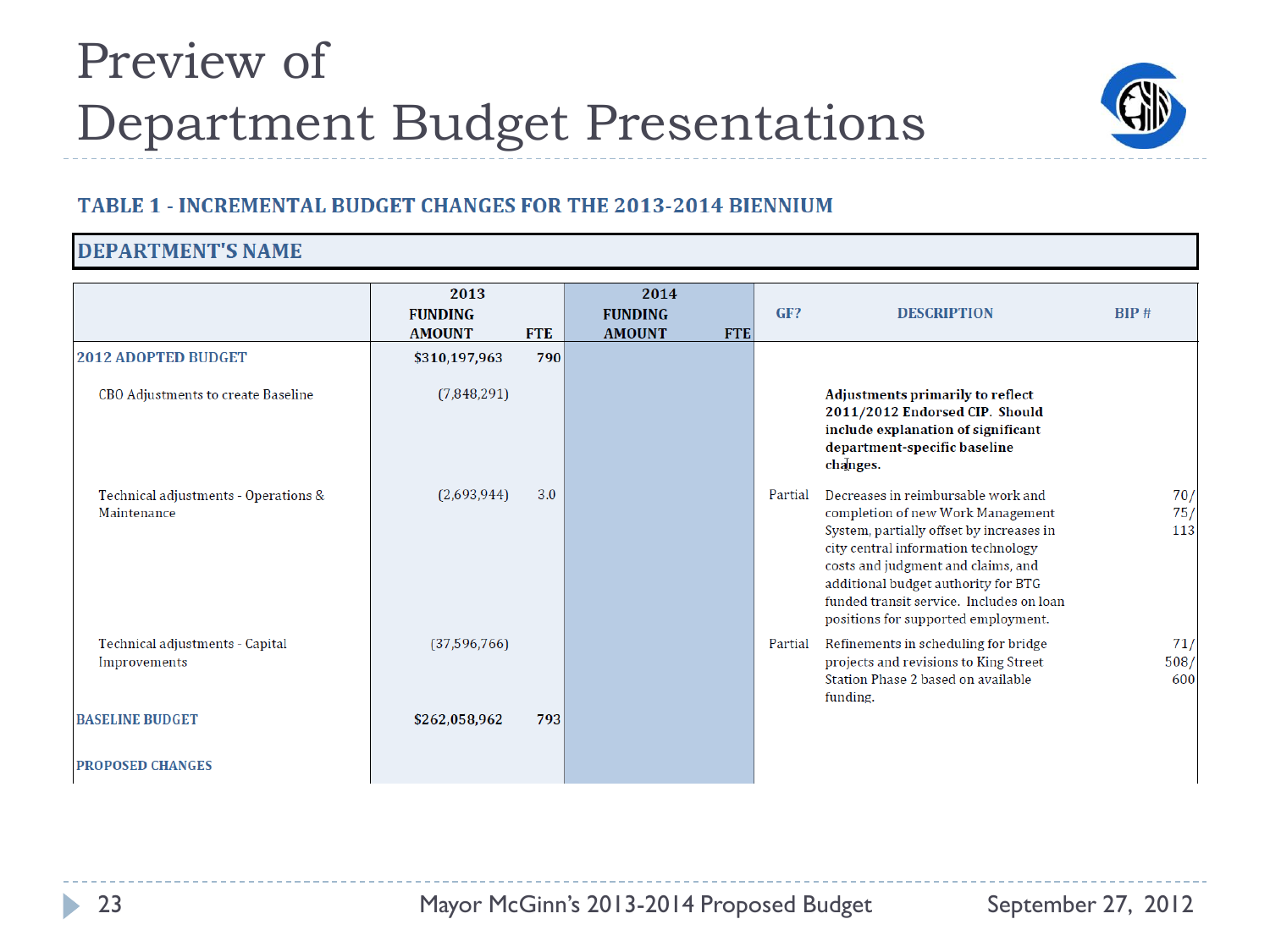# Preview of Department Budget Presentations

### TABLE 1 - INCREMENTAL BUDGET CHANGES FOR THE 2013-2014 BIENNIUM

**DEPARTMENT'S NAME**

| | 2013 FUNDING AMOUNT | FTE | 2014 FUNDING AMOUNT | FTE | GF? | DESCRIPTION | BIP # |
|---|---|---|---|---|---|---|---|
| 2012 ADOPTED BUDGET | $310,197,963 | 790 | | | | | |
| CBO Adjustments to create Baseline | (7,848,291) | | | | | **Adjustments primarily to reflect 2011/2012 Endorsed CIP. Should include explanation of significant department-specific baseline changes.** | |
| Technical adjustments - Operations & Maintenance | (2,693,944) | 3.0 | | | Partial | Decreases in reimbursable work and completion of new Work Management System, partially offset by increases in city central information technology costs and judgment and claims, and additional budget authority for BTG funded transit service. Includes on loan positions for supported employment. | 70/ 75/ 113 |
| Technical adjustments - Capital Improvements | (37,596,766) | | | | Partial | Refinements in scheduling for bridge projects and revisions to King Street Station Phase 2 based on available funding. | 71/ 508/ 600 |
| BASELINE BUDGET | $262,058,962 | 793 | | | | | |
| PROPOSED CHANGES | | | | | | | |

Mayor McGinn's 2013-2014 Proposed Budget — September 27, 2012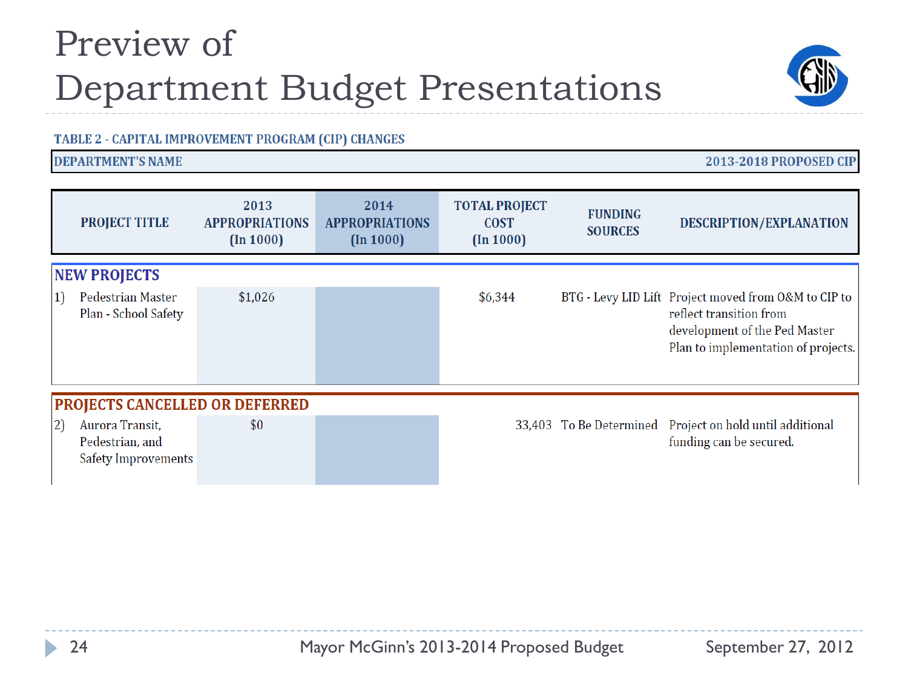# Preview of Department Budget Presentations

**TABLE 2 - CAPITAL IMPROVEMENT PROGRAM (CIP) CHANGES**

**DEPARTMENT'S NAME** — **2013-2018 PROPOSED CIP**

| PROJECT TITLE | 2013 APPROPRIATIONS (In 1000) | 2014 APPROPRIATIONS (In 1000) | TOTAL PROJECT COST (In 1000) | FUNDING SOURCES | DESCRIPTION/EXPLANATION |
|---|---|---|---|---|---|
| **NEW PROJECTS** | | | | | |
| 1) Pedestrian Master Plan - School Safety | $1,026 | | $6,344 | BTG - Levy LID Lift | Project moved from O&M to CIP to reflect transition from development of the Ped Master Plan to implementation of projects. |
| **PROJECTS CANCELLED OR DEFERRED** | | | | | |
| 2) Aurora Transit, Pedestrian, and Safety Improvements | $0 | | 33,403 | To Be Determined | Project on hold until additional funding can be secured. |

Mayor McGinn's 2013-2014 Proposed Budget — September 27, 2012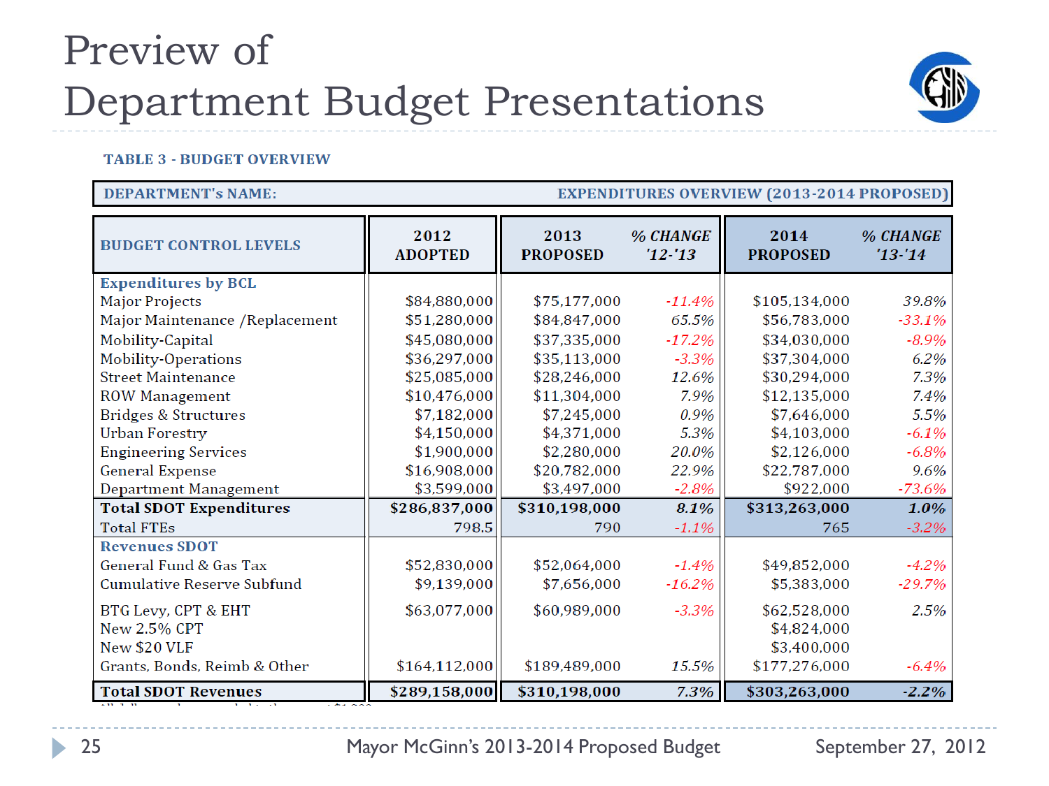# Preview of Department Budget Presentations

**TABLE 3 - BUDGET OVERVIEW**

| DEPARTMENT's NAME: | | | | | EXPENDITURES OVERVIEW (2013-2014 PROPOSED) |
|---|---|---|---|---|---|
| **BUDGET CONTROL LEVELS** | **2012 ADOPTED** | **2013 PROPOSED** | ***% CHANGE '12-'13*** | **2014 PROPOSED** | ***% CHANGE '13-'14*** |
| **Expenditures by BCL** | | | | | |
| Major Projects | $84,880,000 | $75,177,000 | *-11.4%* | $105,134,000 | *39.8%* |
| Major Maintenance /Replacement | $51,280,000 | $84,847,000 | *65.5%* | $56,783,000 | *-33.1%* |
| Mobility-Capital | $45,080,000 | $37,335,000 | *-17.2%* | $34,030,000 | *-8.9%* |
| Mobility-Operations | $36,297,000 | $35,113,000 | *-3.3%* | $37,304,000 | *6.2%* |
| Street Maintenance | $25,085,000 | $28,246,000 | *12.6%* | $30,294,000 | *7.3%* |
| ROW Management | $10,476,000 | $11,304,000 | *7.9%* | $12,135,000 | *7.4%* |
| Bridges & Structures | $7,182,000 | $7,245,000 | *0.9%* | $7,646,000 | *5.5%* |
| Urban Forestry | $4,150,000 | $4,371,000 | *5.3%* | $4,103,000 | *-6.1%* |
| Engineering Services | $1,900,000 | $2,280,000 | *20.0%* | $2,126,000 | *-6.8%* |
| General Expense | $16,908,000 | $20,782,000 | *22.9%* | $22,787,000 | *9.6%* |
| Department Management | $3,599,000 | $3,497,000 | *-2.8%* | $922,000 | *-73.6%* |
| **Total SDOT Expenditures** | **$286,837,000** | **$310,198,000** | ***8.1%*** | **$313,263,000** | ***1.0%*** |
| Total FTEs | 798.5 | 790 | *-1.1%* | 765 | *-3.2%* |
| **Revenues SDOT** | | | | | |
| General Fund & Gas Tax | $52,830,000 | $52,064,000 | *-1.4%* | $49,852,000 | *-4.2%* |
| Cumulative Reserve Subfund | $9,139,000 | $7,656,000 | *-16.2%* | $5,383,000 | *-29.7%* |
| BTG Levy, CPT & EHT | $63,077,000 | $60,989,000 | *-3.3%* | $62,528,000 | *2.5%* |
| New 2.5% CPT | | | | $4,824,000 | |
| New $20 VLF | | | | $3,400,000 | |
| Grants, Bonds, Reimb & Other | $164,112,000 | $189,489,000 | *15.5%* | $177,276,000 | *-6.4%* |
| **Total SDOT Revenues** | **$289,158,000** | **$310,198,000** | ***7.3%*** | **$303,263,000** | ***-2.2%*** |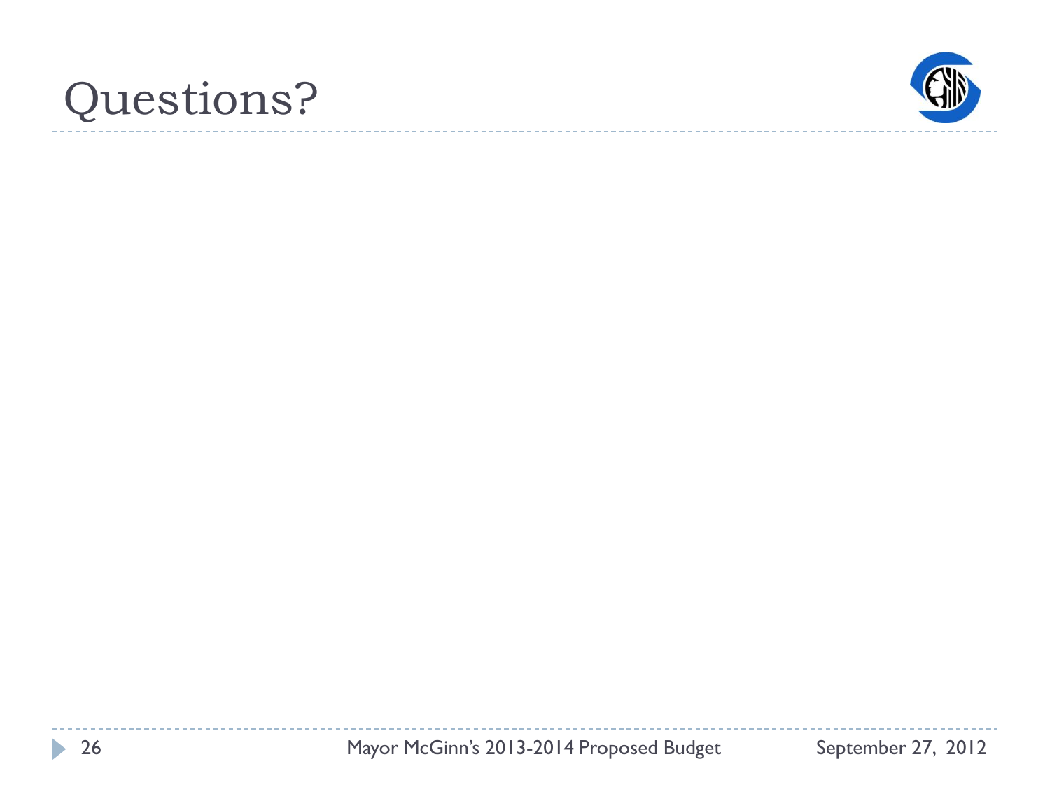# Questions?